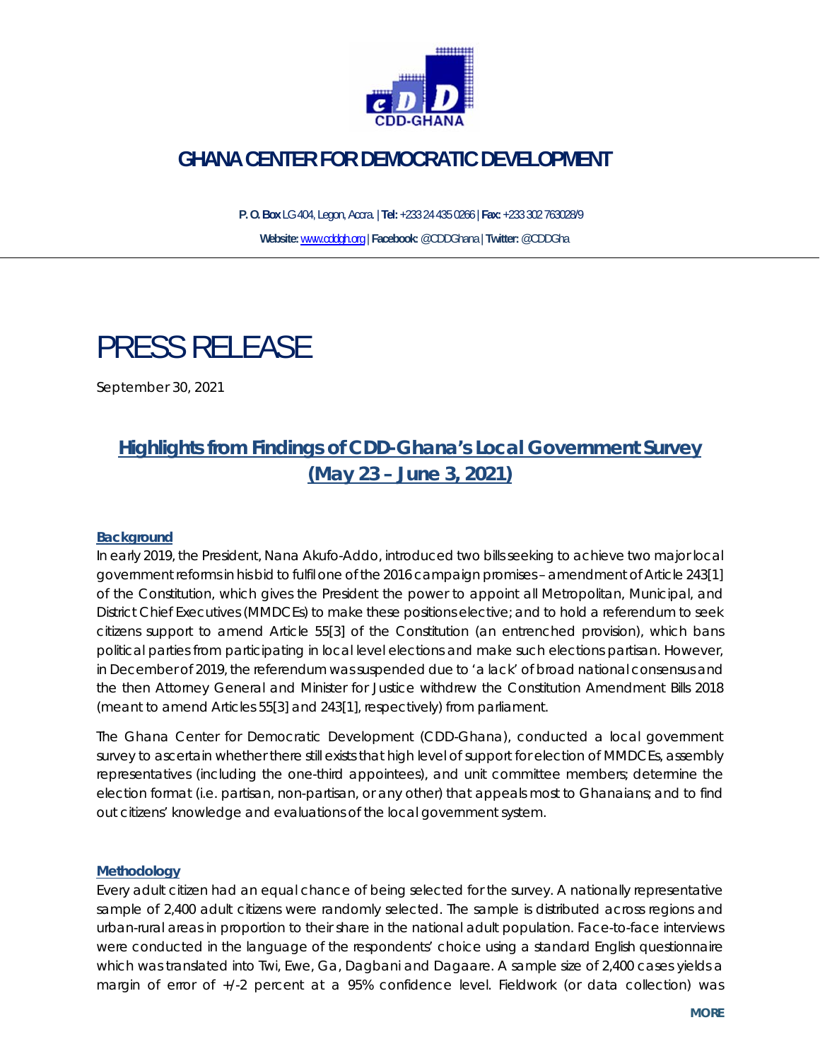CDD-GHANA

# GHANA CENTER FOR DEMOCRATIC DEVELOPMENT

**P. O. Box** LG 404, Legon, Accra. | **Tel:** +233 24 435 0266 | **Fax:** +233 302 763028/9

**Website:** www.cddgh.org | **Facebook:** @CDDGhana | **Twitter:** @CDDGha

# PRESS RELEASE

September 30, 2021

## Highlights from Findings of CDD-Ghana's Local Government Survey (May 23 – June 3, 2021)

### Background

In early 2019, the President, Nana Akufo-Addo, introduced two bills seeking to achieve two major local government reforms in his bid to fulfil one of the 2016 campaign promises – amendment of Article 243[1] of the Constitution, which gives the President the power to appoint all Metropolitan, Municipal, and District Chief Executives (MMDCEs) to make these positions elective; and to hold a referendum to seek citizens support to amend Article 55[3] of the Constitution (an entrenched provision), which bans political parties from participating in local level elections and make such elections partisan. However, in December of 2019, the referendum was suspended due to 'a lack' of broad national consensus and the then Attorney General and Minister for Justice withdrew the Constitution Amendment Bills 2018 (meant to amend Articles 55[3] and 243[1], respectively) from parliament.

The Ghana Center for Democratic Development (CDD-Ghana), conducted a local government survey to ascertain whether there still exists that high level of support for election of MMDCEs, assembly representatives (including the one-third appointees), and unit committee members; determine the election format (i.e. partisan, non-partisan, or any other) that appeals most to Ghanaians; and to find out citizens' knowledge and evaluations of the local government system.

### Methodology

Every adult citizen had an equal chance of being selected for the survey. A nationally representative sample of 2,400 adult citizens were randomly selected. The sample is distributed across regions and urban-rural areas in proportion to their share in the national adult population. Face-to-face interviews were conducted in the language of the respondents' choice using a standard English questionnaire which was translated into Twi, Ewe, Ga, Dagbani and Dagaare. A sample size of 2,400 cases yields a margin of error of +/-2 percent at a 95% confidence level. Fieldwork (or data collection) was

MORE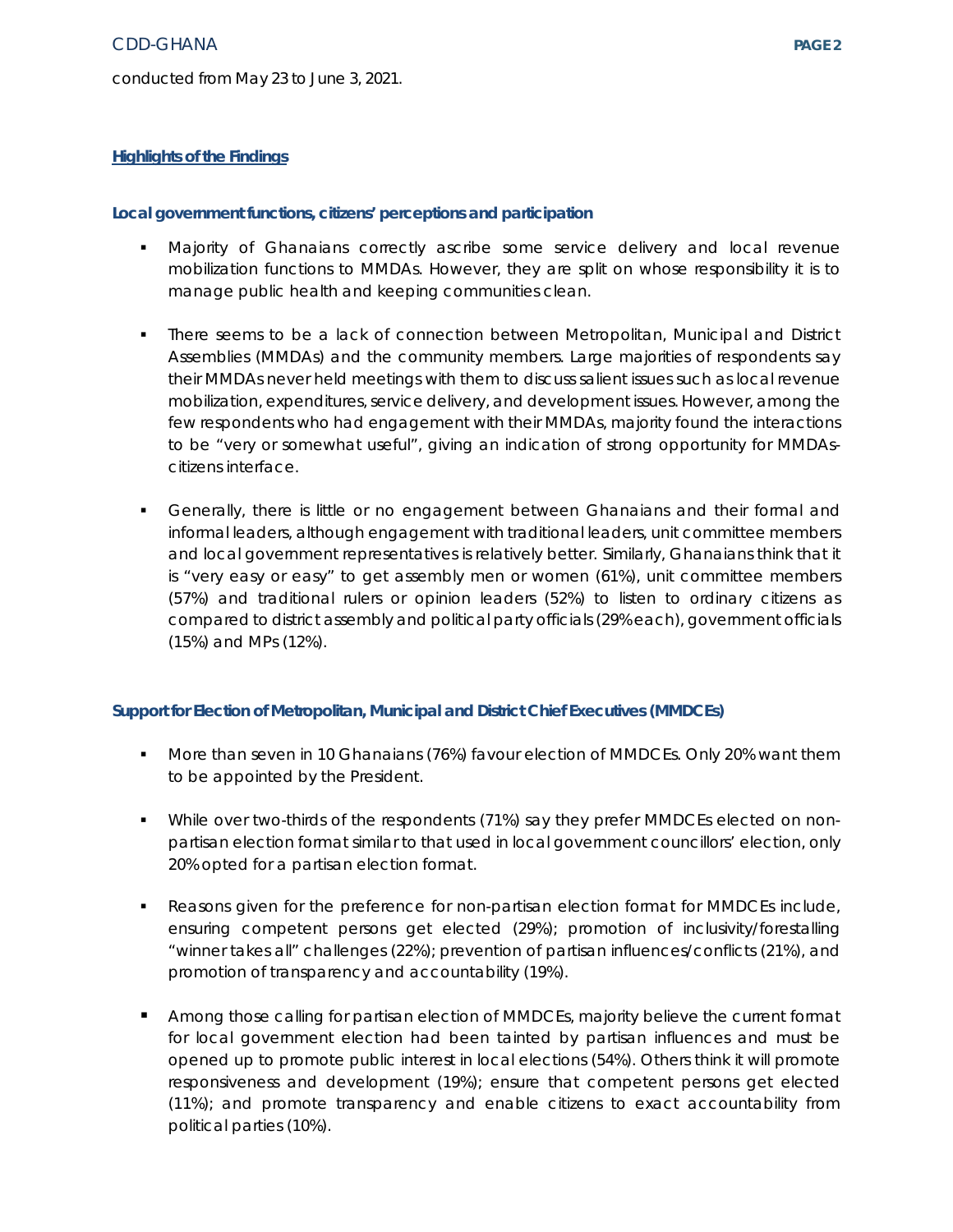conducted from May 23 to June 3, 2021.

## Highlights of the Findings

### Local government functions, citizens' perceptions and participation

- Majority of Ghanaians correctly ascribe some service delivery and local revenue mobilization functions to MMDAs. However, they are split on whose responsibility it is to manage public health and keeping communities clean.
- There seems to be a lack of connection between Metropolitan, Municipal and District Assemblies (MMDAs) and the community members. Large majorities of respondents say their MMDAs never held meetings with them to discuss salient issues such as local revenue mobilization, expenditures, service delivery, and development issues. However, among the few respondents who had engagement with their MMDAs, majority found the interactions to be "very or somewhat useful", giving an indication of strong opportunity for MMDAs-citizens interface.
- Generally, there is little or no engagement between Ghanaians and their formal and informal leaders, although engagement with traditional leaders, unit committee members and local government representatives is relatively better. Similarly, Ghanaians think that it is "very easy or easy" to get assembly men or women (61%), unit committee members (57%) and traditional rulers or opinion leaders (52%) to listen to ordinary citizens as compared to district assembly and political party officials (29% each), government officials (15%) and MPs (12%).

### Support for Election of Metropolitan, Municipal and District Chief Executives (MMDCEs)

- More than seven in 10 Ghanaians (76%) favour election of MMDCEs. Only 20% want them to be appointed by the President.
- While over two-thirds of the respondents (71%) say they prefer MMDCEs elected on non-partisan election format similar to that used in local government councillors' election, only 20% opted for a partisan election format.
- Reasons given for the preference for non-partisan election format for MMDCEs include, ensuring competent persons get elected (29%); promotion of inclusivity/forestalling "winner takes all" challenges (22%); prevention of partisan influences/conflicts (21%), and promotion of transparency and accountability (19%).
- Among those calling for partisan election of MMDCEs, majority believe the current format for local government election had been tainted by partisan influences and must be opened up to promote public interest in local elections (54%). Others think it will promote responsiveness and development (19%); ensure that competent persons get elected (11%); and promote transparency and enable citizens to exact accountability from political parties (10%).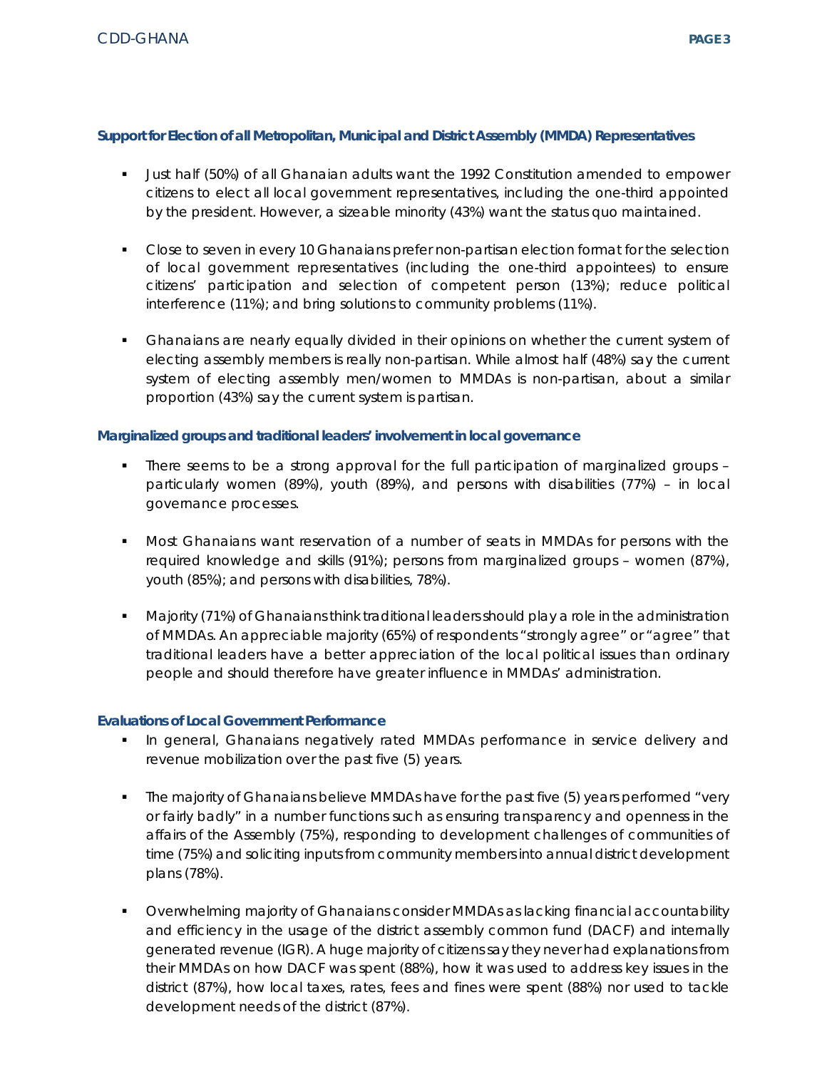### Support for Election of all Metropolitan, Municipal and District Assembly (MMDA) Representatives

- Just half (50%) of all Ghanaian adults want the 1992 Constitution amended to empower citizens to elect all local government representatives, including the one-third appointed by the president. However, a sizeable minority (43%) want the status quo maintained.
- Close to seven in every 10 Ghanaians prefer non-partisan election format for the selection of local government representatives (including the one-third appointees) to ensure citizens' participation and selection of competent person (13%); reduce political interference (11%); and bring solutions to community problems (11%).
- Ghanaians are nearly equally divided in their opinions on whether the current system of electing assembly members is really non-partisan. While almost half (48%) say the current system of electing assembly men/women to MMDAs is non-partisan, about a similar proportion (43%) say the current system is partisan.

### Marginalized groups and traditional leaders' involvement in local governance

- There seems to be a strong approval for the full participation of marginalized groups – particularly women (89%), youth (89%), and persons with disabilities (77%) – in local governance processes.
- Most Ghanaians want reservation of a number of seats in MMDAs for persons with the required knowledge and skills (91%); persons from marginalized groups – women (87%), youth (85%); and persons with disabilities, 78%).
- Majority (71%) of Ghanaians think traditional leaders should play a role in the administration of MMDAs. An appreciable majority (65%) of respondents "strongly agree" or "agree" that traditional leaders have a better appreciation of the local political issues than ordinary people and should therefore have greater influence in MMDAs' administration.

### Evaluations of Local Government Performance

- In general, Ghanaians negatively rated MMDAs performance in service delivery and revenue mobilization over the past five (5) years.
- The majority of Ghanaians believe MMDAs have for the past five (5) years performed "very or fairly badly" in a number functions such as ensuring transparency and openness in the affairs of the Assembly (75%), responding to development challenges of communities of time (75%) and soliciting inputs from community members into annual district development plans (78%).
- Overwhelming majority of Ghanaians consider MMDAs as lacking financial accountability and efficiency in the usage of the district assembly common fund (DACF) and internally generated revenue (IGR). A huge majority of citizens say they never had explanations from their MMDAs on how DACF was spent (88%), how it was used to address key issues in the district (87%), how local taxes, rates, fees and fines were spent (88%) nor used to tackle development needs of the district (87%).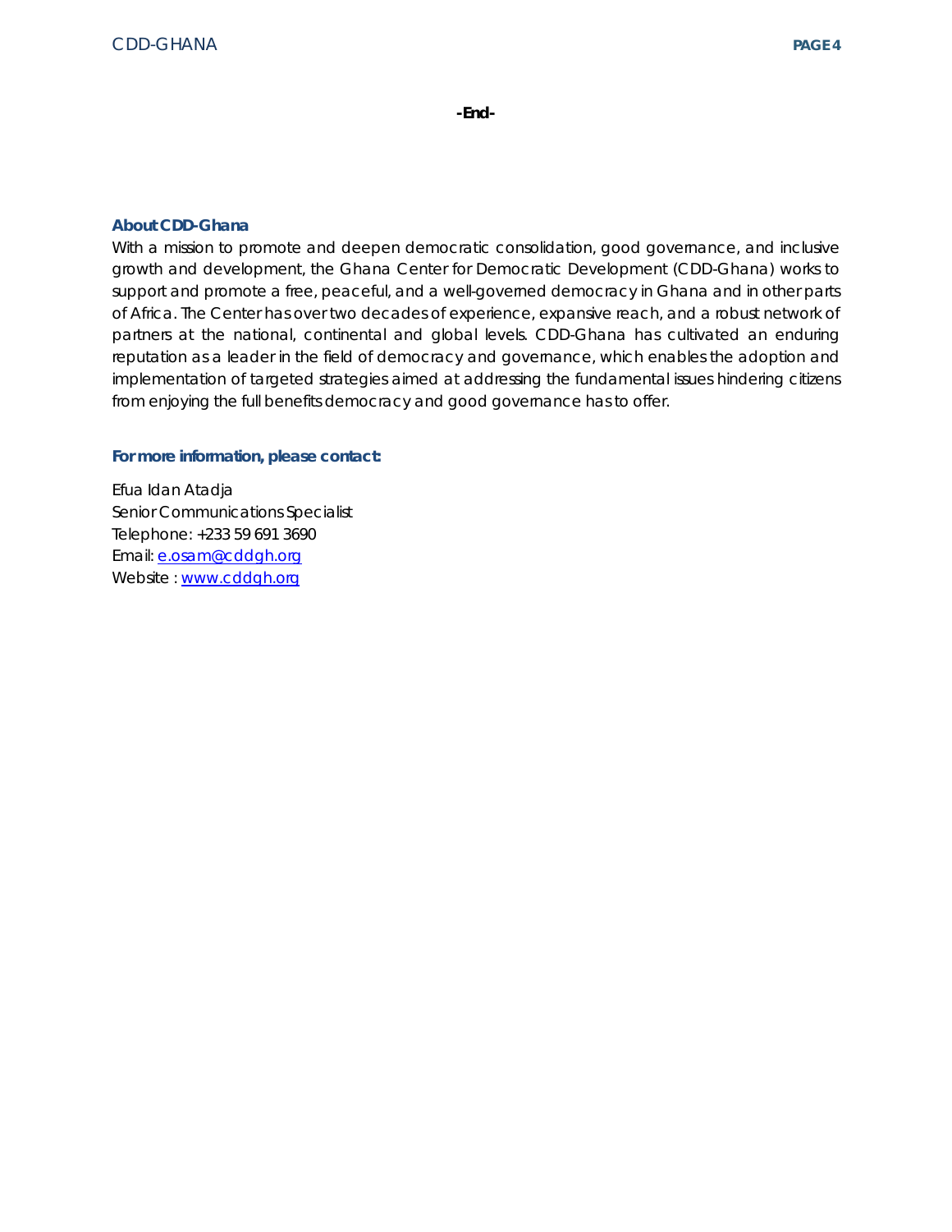**-End-**

### About CDD-Ghana

With a mission to promote and deepen democratic consolidation, good governance, and inclusive growth and development, the Ghana Center for Democratic Development (CDD-Ghana) works to support and promote a free, peaceful, and a well-governed democracy in Ghana and in other parts of Africa. The Center has over two decades of experience, expansive reach, and a robust network of partners at the national, continental and global levels. CDD-Ghana has cultivated an enduring reputation as a leader in the field of democracy and governance, which enables the adoption and implementation of targeted strategies aimed at addressing the fundamental issues hindering citizens from enjoying the full benefits democracy and good governance has to offer.

### For more information, please contact:

Efua Idan Atadja
Senior Communications Specialist
Telephone: +233 59 691 3690
Email: e.osam@cddgh.org
Website : www.cddgh.org